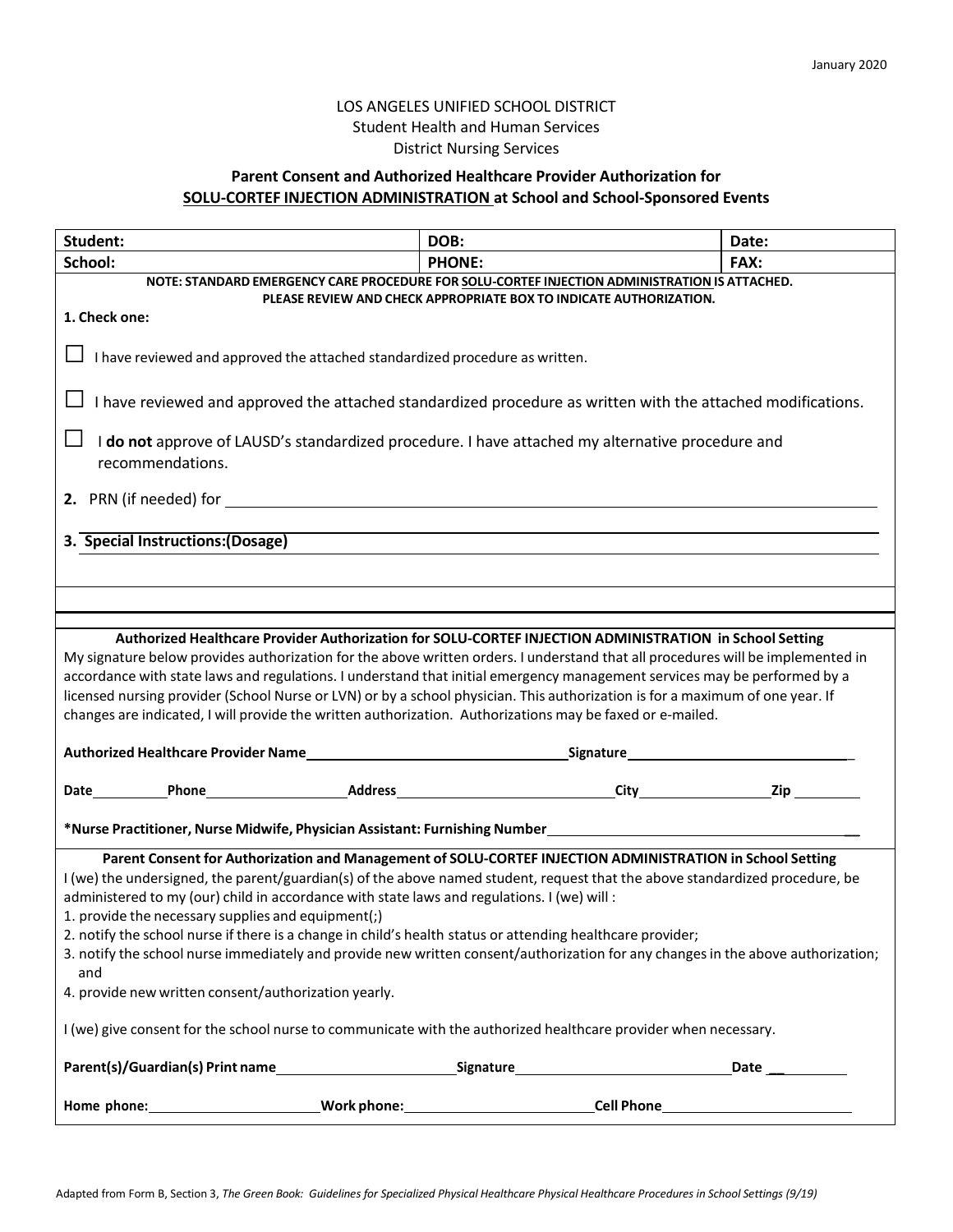January 2020

LOS ANGELES UNIFIED SCHOOL DISTRICT
Student Health and Human Services
District Nursing Services

## Parent Consent and Authorized Healthcare Provider Authorization for SOLU-CORTEF INJECTION ADMINISTRATION at School and School-Sponsored Events

| Student: | DOB: | Date: |
|---|---|---|
| School: | PHONE: | FAX: |

**NOTE: STANDARD EMERGENCY CARE PROCEDURE FOR SOLU-CORTEF INJECTION ADMINISTRATION IS ATTACHED. PLEASE REVIEW AND CHECK APPROPRIATE BOX TO INDICATE AUTHORIZATION.**

**1. Check one:**

☐ I have reviewed and approved the attached standardized procedure as written.

☐ I have reviewed and approved the attached standardized procedure as written with the attached modifications.

☐ I **do not** approve of LAUSD's standardized procedure. I have attached my alternative procedure and recommendations.

**2.** PRN (if needed) for ______________________________________________

**3. Special Instructions:(Dosage)** ______________________________________________

**Authorized Healthcare Provider Authorization for SOLU-CORTEF INJECTION ADMINISTRATION in School Setting**

My signature below provides authorization for the above written orders. I understand that all procedures will be implemented in accordance with state laws and regulations. I understand that initial emergency management services may be performed by a licensed nursing provider (School Nurse or LVN) or by a school physician. This authorization is for a maximum of one year. If changes are indicated, I will provide the written authorization. Authorizations may be faxed or e-mailed.

**Authorized Healthcare Provider Name**____________________ **Signature**____________________

**Date**________ **Phone**____________ **Address**____________________ **City**____________ **Zip**________

***Nurse Practitioner, Nurse Midwife, Physician Assistant: Furnishing Number**____________________

**Parent Consent for Authorization and Management of SOLU-CORTEF INJECTION ADMINISTRATION in School Setting**

I (we) the undersigned, the parent/guardian(s) of the above named student, request that the above standardized procedure, be administered to my (our) child in accordance with state laws and regulations. I (we) will :

1. provide the necessary supplies and equipment(;)
2. notify the school nurse if there is a change in child's health status or attending healthcare provider;
3. notify the school nurse immediately and provide new written consent/authorization for any changes in the above authorization; and
4. provide new written consent/authorization yearly.

I (we) give consent for the school nurse to communicate with the authorized healthcare provider when necessary.

**Parent(s)/Guardian(s) Print name**____________________ **Signature**____________________ **Date** ________

**Home phone:**____________________ **Work phone:**____________________ **Cell Phone**____________________

Adapted from Form B, Section 3, *The Green Book: Guidelines for Specialized Physical Healthcare Physical Healthcare Procedures in School Settings (9/19)*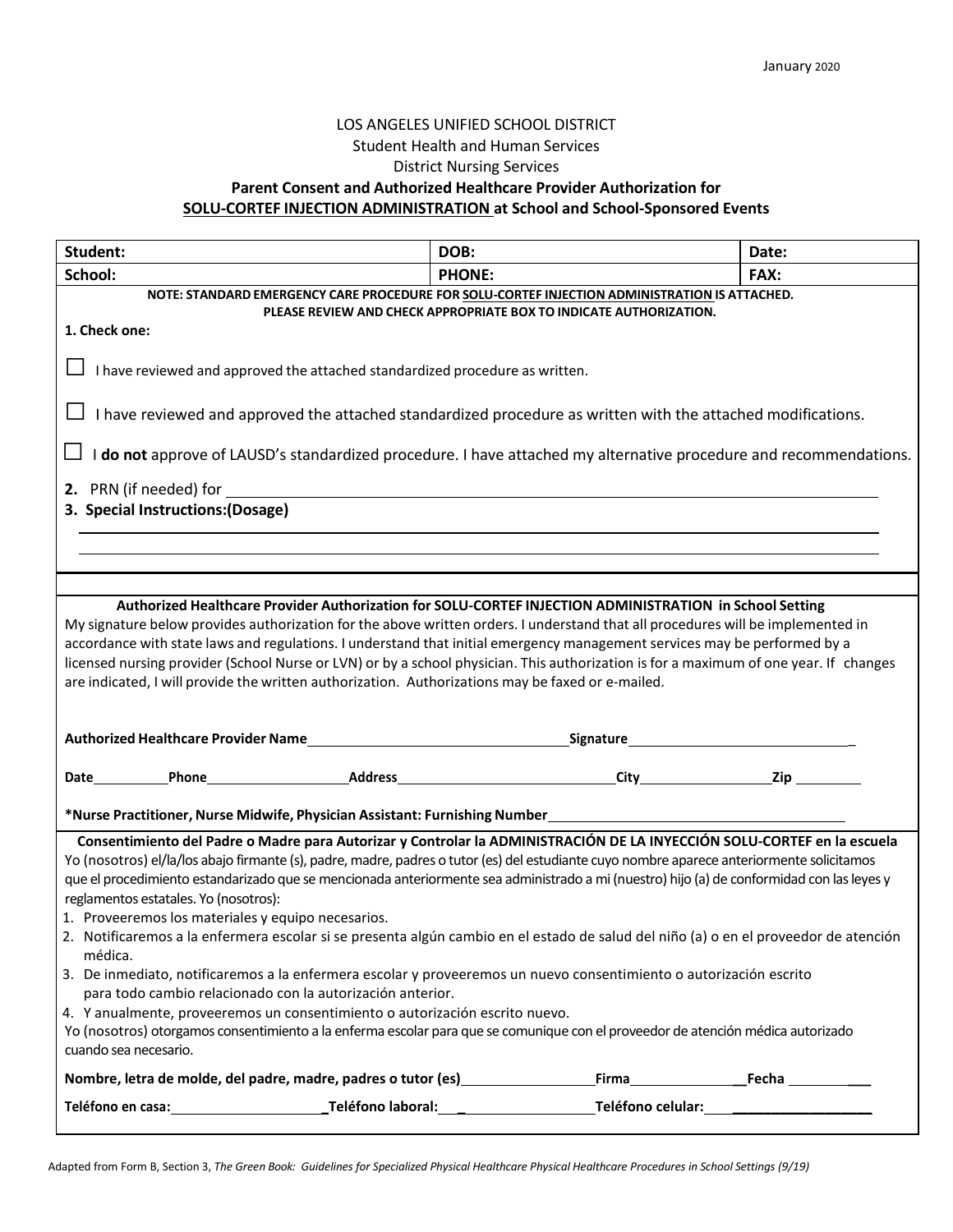January 2020

LOS ANGELES UNIFIED SCHOOL DISTRICT

Student Health and Human Services

District Nursing Services

**Parent Consent and Authorized Healthcare Provider Authorization for**

**SOLU-CORTEF INJECTION ADMINISTRATION at School and School-Sponsored Events**

| | | |
|---|---|---|
| **Student:** | **DOB:** | **Date:** |
| **School:** | **PHONE:** | **FAX:** |

**NOTE: STANDARD EMERGENCY CARE PROCEDURE FOR SOLU-CORTEF INJECTION ADMINISTRATION IS ATTACHED.**
**PLEASE REVIEW AND CHECK APPROPRIATE BOX TO INDICATE AUTHORIZATION.**

**1. Check one:**

☐ I have reviewed and approved the attached standardized procedure as written.

☐ I have reviewed and approved the attached standardized procedure as written with the attached modifications.

☐ I **do not** approve of LAUSD's standardized procedure. I have attached my alternative procedure and recommendations.

**2.** PRN (if needed) for ______________________________

**3. Special Instructions:(Dosage)**

______________________________

______________________________

**Authorized Healthcare Provider Authorization for SOLU-CORTEF INJECTION ADMINISTRATION in School Setting**

My signature below provides authorization for the above written orders. I understand that all procedures will be implemented in accordance with state laws and regulations. I understand that initial emergency management services may be performed by a licensed nursing provider (School Nurse or LVN) or by a school physician. This authorization is for a maximum of one year. If changes are indicated, I will provide the written authorization. Authorizations may be faxed or e-mailed.

**Authorized Healthcare Provider Name**______________________ **Signature**______________________

**Date**__________ **Phone**__________ **Address**______________________ **City**__________ **Zip**__________

**\*Nurse Practitioner, Nurse Midwife, Physician Assistant: Furnishing Number**______________________

**Consentimiento del Padre o Madre para Autorizar y Controlar la ADMINISTRACIÓN DE LA INYECCIÓN SOLU-CORTEF en la escuela**

Yo (nosotros) el/la/los abajo firmante (s), padre, madre, padres o tutor (es) del estudiante cuyo nombre aparece anteriormente solicitamos que el procedimiento estandarizado que se mencionada anteriormente sea administrado a mi (nuestro) hijo (a) de conformidad con las leyes y reglamentos estatales. Yo (nosotros):

1. Proveeremos los materiales y equipo necesarios.
2. Notificaremos a la enfermera escolar si se presenta algún cambio en el estado de salud del niño (a) o en el proveedor de atención médica.
3. De inmediato, notificaremos a la enfermera escolar y proveeremos un nuevo consentimiento o autorización escrito para todo cambio relacionado con la autorización anterior.
4. Y anualmente, proveeremos un consentimiento o autorización escrito nuevo.

Yo (nosotros) otorgamos consentimiento a la enferma escolar para que se comunique con el proveedor de atención médica autorizado cuando sea necesario.

**Nombre, letra de molde, del padre, madre, padres o tutor (es)**__________ **Firma**__________ **Fecha**__________

**Teléfono en casa:**__________ **Teléfono laboral:**__________ **Teléfono celular:**__________

Adapted from Form B, Section 3, *The Green Book: Guidelines for Specialized Physical Healthcare Physical Healthcare Procedures in School Settings (9/19)*